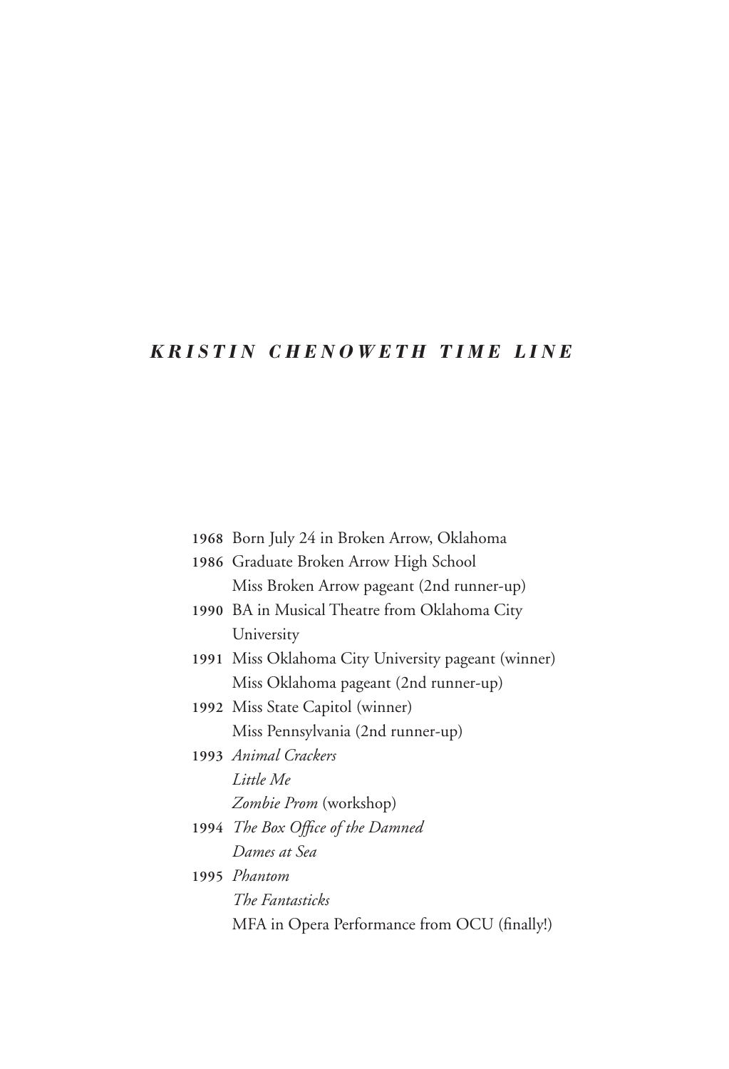# *KRISTIN CHENOWETH TIME LINE*

**1968** Born July 24 in Broken Arrow, Oklahoma

**1986** Graduate Broken Arrow High School
Miss Broken Arrow pageant (2nd runner-up)

**1990** BA in Musical Theatre from Oklahoma City University

**1991** Miss Oklahoma City University pageant (winner)
Miss Oklahoma pageant (2nd runner-up)

**1992** Miss State Capitol (winner)
Miss Pennsylvania (2nd runner-up)

**1993** *Animal Crackers*
*Little Me*
*Zombie Prom* (workshop)

**1994** *The Box Office of the Damned*
*Dames at Sea*

**1995** *Phantom*
*The Fantasticks*
MFA in Opera Performance from OCU (finally!)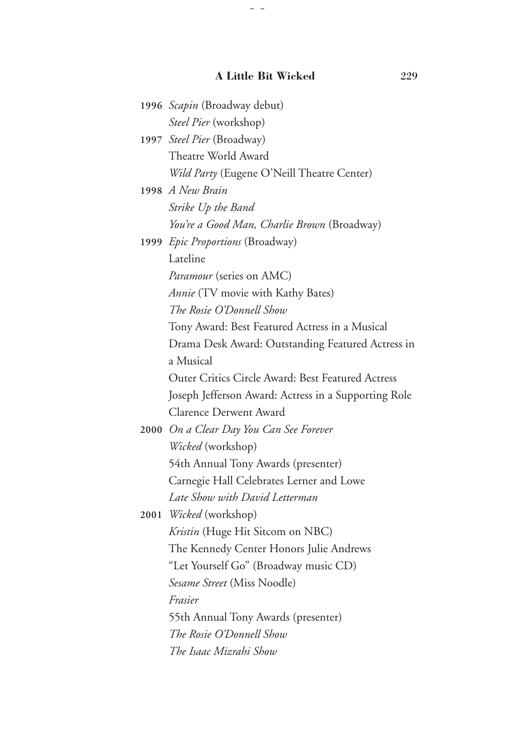**1996** *Scapin* (Broadway debut)
*Steel Pier* (workshop)

**1997** *Steel Pier* (Broadway)
Theatre World Award
*Wild Party* (Eugene O'Neill Theatre Center)

**1998** *A New Brain*
*Strike Up the Band*
*You're a Good Man, Charlie Brown* (Broadway)

**1999** *Epic Proportions* (Broadway)
Lateline
*Paramour* (series on AMC)
*Annie* (TV movie with Kathy Bates)
*The Rosie O'Donnell Show*
Tony Award: Best Featured Actress in a Musical
Drama Desk Award: Outstanding Featured Actress in a Musical
Outer Critics Circle Award: Best Featured Actress
Joseph Jefferson Award: Actress in a Supporting Role
Clarence Derwent Award

**2000** *On a Clear Day You Can See Forever*
*Wicked* (workshop)
54th Annual Tony Awards (presenter)
Carnegie Hall Celebrates Lerner and Lowe
*Late Show with David Letterman*

**2001** *Wicked* (workshop)
*Kristin* (Huge Hit Sitcom on NBC)
The Kennedy Center Honors Julie Andrews
"Let Yourself Go" (Broadway music CD)
*Sesame Street* (Miss Noodle)
*Frasier*
55th Annual Tony Awards (presenter)
*The Rosie O'Donnell Show*
*The Isaac Mizrahi Show*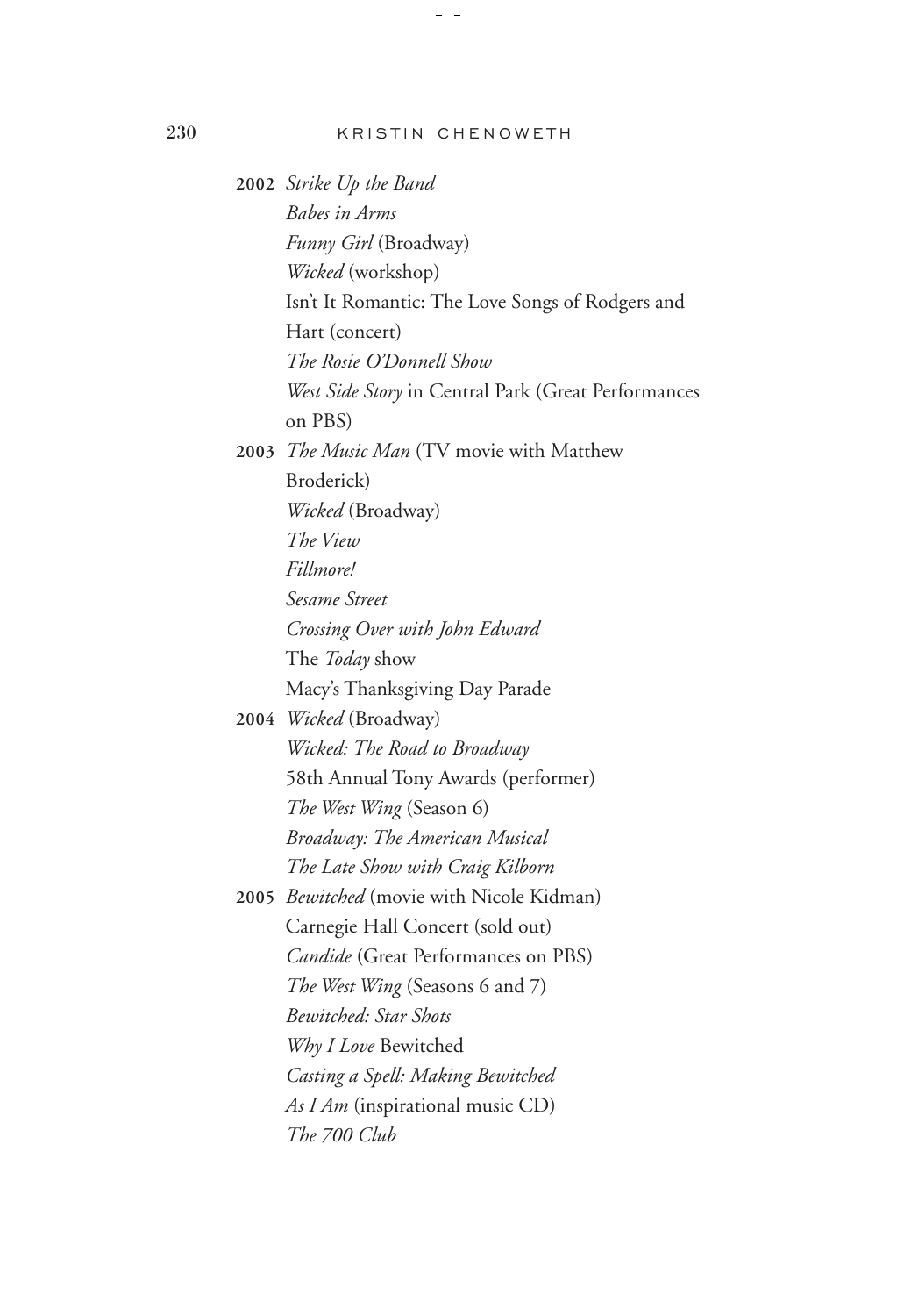**2002** *Strike Up the Band*
*Babes in Arms*
*Funny Girl* (Broadway)
*Wicked* (workshop)
Isn't It Romantic: The Love Songs of Rodgers and Hart (concert)
*The Rosie O'Donnell Show*
*West Side Story* in Central Park (Great Performances on PBS)

**2003** *The Music Man* (TV movie with Matthew Broderick)
*Wicked* (Broadway)
*The View*
*Fillmore!*
*Sesame Street*
*Crossing Over with John Edward*
The *Today* show
Macy's Thanksgiving Day Parade

**2004** *Wicked* (Broadway)
*Wicked: The Road to Broadway*
58th Annual Tony Awards (performer)
*The West Wing* (Season 6)
*Broadway: The American Musical*
*The Late Show with Craig Kilborn*

**2005** *Bewitched* (movie with Nicole Kidman)
Carnegie Hall Concert (sold out)
*Candide* (Great Performances on PBS)
*The West Wing* (Seasons 6 and 7)
*Bewitched: Star Shots*
*Why I Love* Bewitched
*Casting a Spell: Making Bewitched*
*As I Am* (inspirational music CD)
*The 700 Club*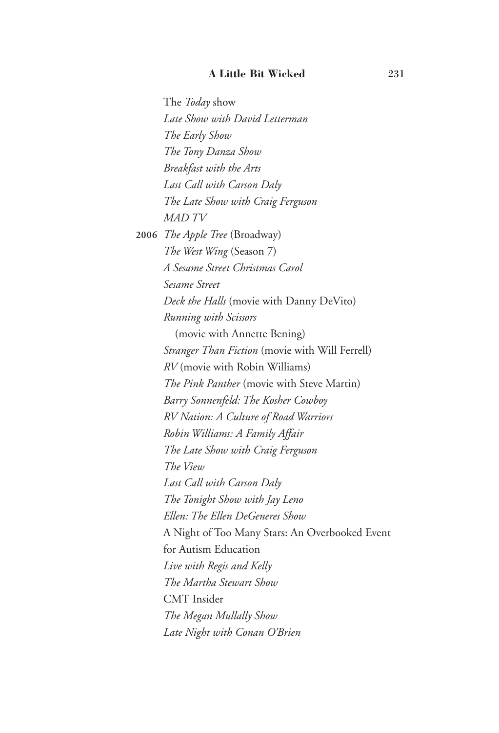The *Today* show
*Late Show with David Letterman*
*The Early Show*
*The Tony Danza Show*
*Breakfast with the Arts*
*Last Call with Carson Daly*
*The Late Show with Craig Ferguson*
*MAD TV*

**2006** *The Apple Tree* (Broadway)
*The West Wing* (Season 7)
*A Sesame Street Christmas Carol*
*Sesame Street*
*Deck the Halls* (movie with Danny DeVito)
*Running with Scissors*
(movie with Annette Bening)
*Stranger Than Fiction* (movie with Will Ferrell)
*RV* (movie with Robin Williams)
*The Pink Panther* (movie with Steve Martin)
*Barry Sonnenfeld: The Kosher Cowboy*
*RV Nation: A Culture of Road Warriors*
*Robin Williams: A Family Affair*
*The Late Show with Craig Ferguson*
*The View*
*Last Call with Carson Daly*
*The Tonight Show with Jay Leno*
*Ellen: The Ellen DeGeneres Show*
A Night of Too Many Stars: An Overbooked Event for Autism Education
*Live with Regis and Kelly*
*The Martha Stewart Show*
CMT Insider
*The Megan Mullally Show*
*Late Night with Conan O'Brien*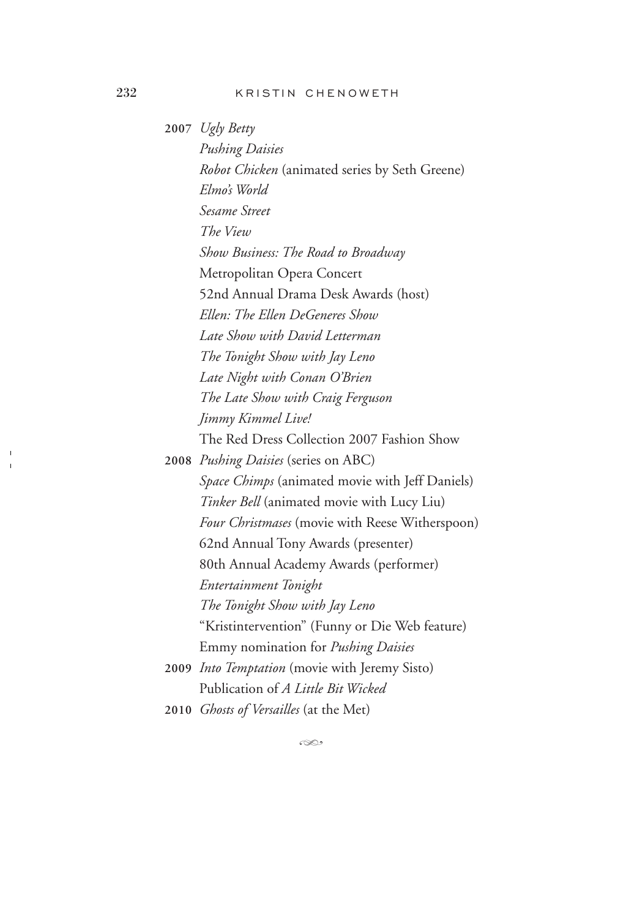**2007** *Ugly Betty*
*Pushing Daisies*
*Robot Chicken* (animated series by Seth Greene)
*Elmo's World*
*Sesame Street*
*The View*
*Show Business: The Road to Broadway*
Metropolitan Opera Concert
52nd Annual Drama Desk Awards (host)
*Ellen: The Ellen DeGeneres Show*
*Late Show with David Letterman*
*The Tonight Show with Jay Leno*
*Late Night with Conan O'Brien*
*The Late Show with Craig Ferguson*
*Jimmy Kimmel Live!*
The Red Dress Collection 2007 Fashion Show

**2008** *Pushing Daisies* (series on ABC)
*Space Chimps* (animated movie with Jeff Daniels)
*Tinker Bell* (animated movie with Lucy Liu)
*Four Christmases* (movie with Reese Witherspoon)
62nd Annual Tony Awards (presenter)
80th Annual Academy Awards (performer)
*Entertainment Tonight*
*The Tonight Show with Jay Leno*
"Kristintervention" (Funny or Die Web feature)
Emmy nomination for *Pushing Daisies*

**2009** *Into Temptation* (movie with Jeremy Sisto)
Publication of *A Little Bit Wicked*

**2010** *Ghosts of Versailles* (at the Met)